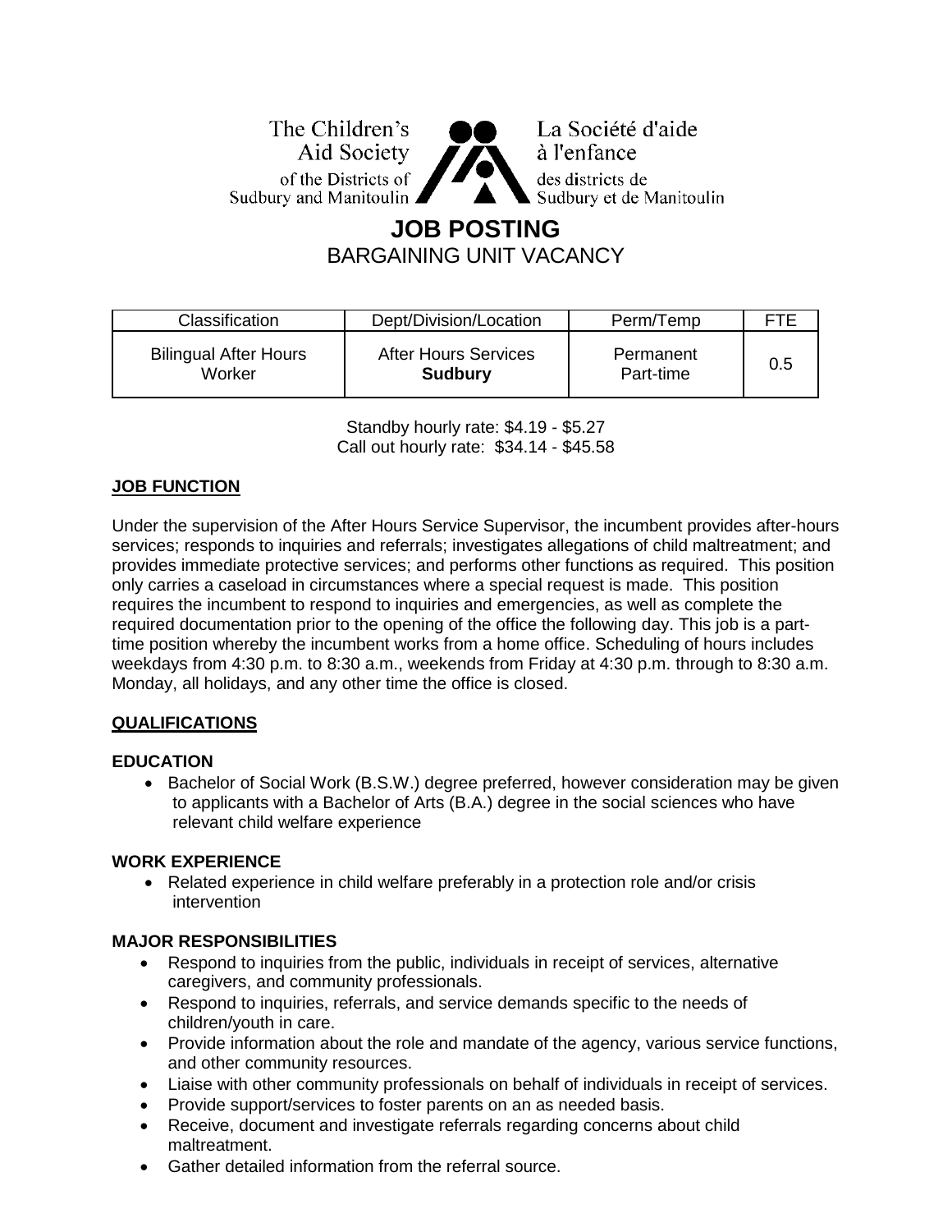The Children's Aid Society of the Districts of Sudbury and Manitoulin

La Société d'aide à l'enfance des districts de Sudbury et de Manitoulin

# JOB POSTING

BARGAINING UNIT VACANCY

| Classification | Dept/Division/Location | Perm/Temp | FTE |
|---|---|---|---|
| Bilingual After Hours Worker | After Hours Services **Sudbury** | Permanent Part-time | 0.5 |

Standby hourly rate: $4.19 - $5.27
Call out hourly rate: $34.14 - $45.58

## JOB FUNCTION

Under the supervision of the After Hours Service Supervisor, the incumbent provides after-hours services; responds to inquiries and referrals; investigates allegations of child maltreatment; and provides immediate protective services; and performs other functions as required. This position only carries a caseload in circumstances where a special request is made. This position requires the incumbent to respond to inquiries and emergencies, as well as complete the required documentation prior to the opening of the office the following day. This job is a part-time position whereby the incumbent works from a home office. Scheduling of hours includes weekdays from 4:30 p.m. to 8:30 a.m., weekends from Friday at 4:30 p.m. through to 8:30 a.m. Monday, all holidays, and any other time the office is closed.

## QUALIFICATIONS

### EDUCATION

- Bachelor of Social Work (B.S.W.) degree preferred, however consideration may be given to applicants with a Bachelor of Arts (B.A.) degree in the social sciences who have relevant child welfare experience

### WORK EXPERIENCE

- Related experience in child welfare preferably in a protection role and/or crisis intervention

### MAJOR RESPONSIBILITIES

- Respond to inquiries from the public, individuals in receipt of services, alternative caregivers, and community professionals.
- Respond to inquiries, referrals, and service demands specific to the needs of children/youth in care.
- Provide information about the role and mandate of the agency, various service functions, and other community resources.
- Liaise with other community professionals on behalf of individuals in receipt of services.
- Provide support/services to foster parents on an as needed basis.
- Receive, document and investigate referrals regarding concerns about child maltreatment.
- Gather detailed information from the referral source.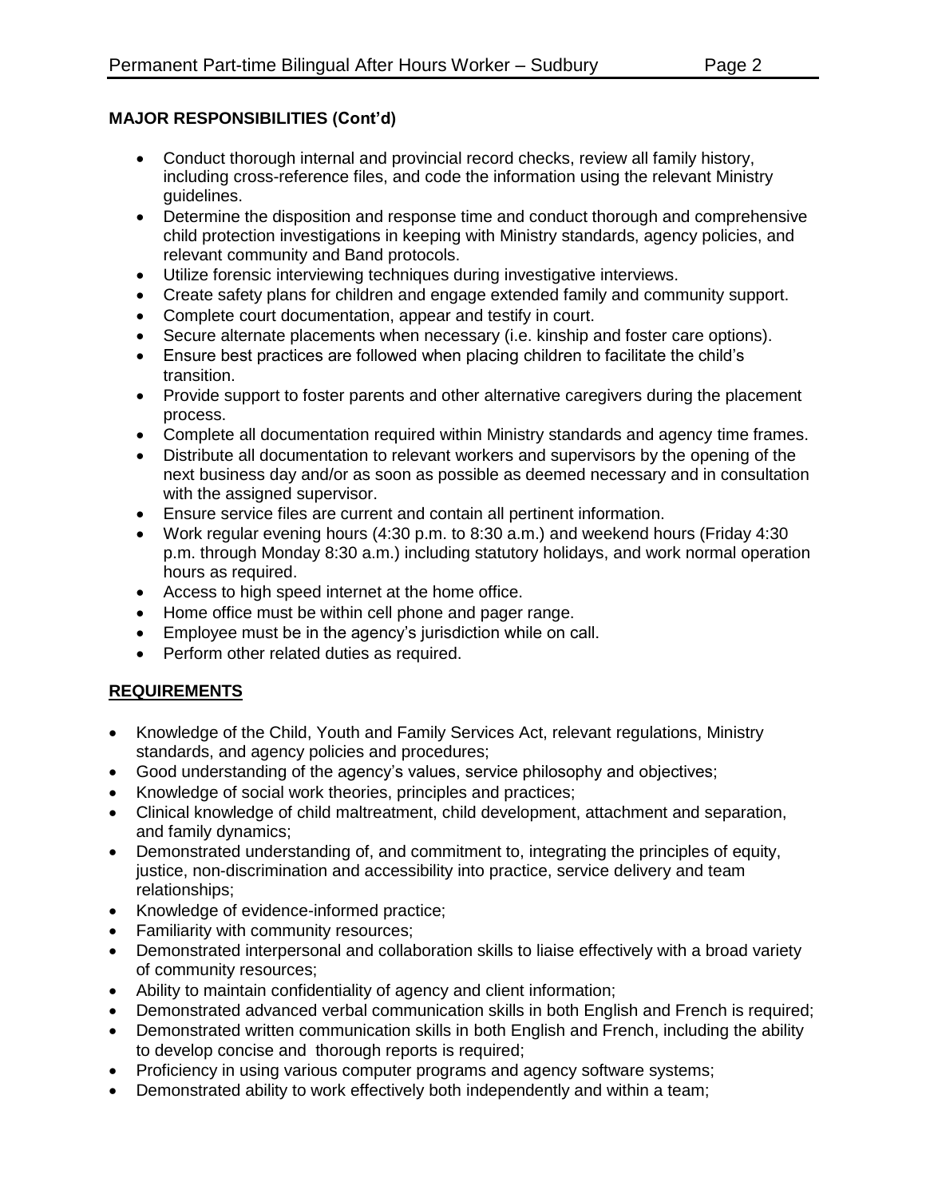**MAJOR RESPONSIBILITIES (Cont'd)**

- Conduct thorough internal and provincial record checks, review all family history, including cross-reference files, and code the information using the relevant Ministry guidelines.
- Determine the disposition and response time and conduct thorough and comprehensive child protection investigations in keeping with Ministry standards, agency policies, and relevant community and Band protocols.
- Utilize forensic interviewing techniques during investigative interviews.
- Create safety plans for children and engage extended family and community support.
- Complete court documentation, appear and testify in court.
- Secure alternate placements when necessary (i.e. kinship and foster care options).
- Ensure best practices are followed when placing children to facilitate the child's transition.
- Provide support to foster parents and other alternative caregivers during the placement process.
- Complete all documentation required within Ministry standards and agency time frames.
- Distribute all documentation to relevant workers and supervisors by the opening of the next business day and/or as soon as possible as deemed necessary and in consultation with the assigned supervisor.
- Ensure service files are current and contain all pertinent information.
- Work regular evening hours (4:30 p.m. to 8:30 a.m.) and weekend hours (Friday 4:30 p.m. through Monday 8:30 a.m.) including statutory holidays, and work normal operation hours as required.
- Access to high speed internet at the home office.
- Home office must be within cell phone and pager range.
- Employee must be in the agency's jurisdiction while on call.
- Perform other related duties as required.

**REQUIREMENTS**

- Knowledge of the Child, Youth and Family Services Act, relevant regulations, Ministry standards, and agency policies and procedures;
- Good understanding of the agency's values, service philosophy and objectives;
- Knowledge of social work theories, principles and practices;
- Clinical knowledge of child maltreatment, child development, attachment and separation, and family dynamics;
- Demonstrated understanding of, and commitment to, integrating the principles of equity, justice, non-discrimination and accessibility into practice, service delivery and team relationships;
- Knowledge of evidence-informed practice;
- Familiarity with community resources;
- Demonstrated interpersonal and collaboration skills to liaise effectively with a broad variety of community resources;
- Ability to maintain confidentiality of agency and client information;
- Demonstrated advanced verbal communication skills in both English and French is required;
- Demonstrated written communication skills in both English and French, including the ability to develop concise and thorough reports is required;
- Proficiency in using various computer programs and agency software systems;
- Demonstrated ability to work effectively both independently and within a team;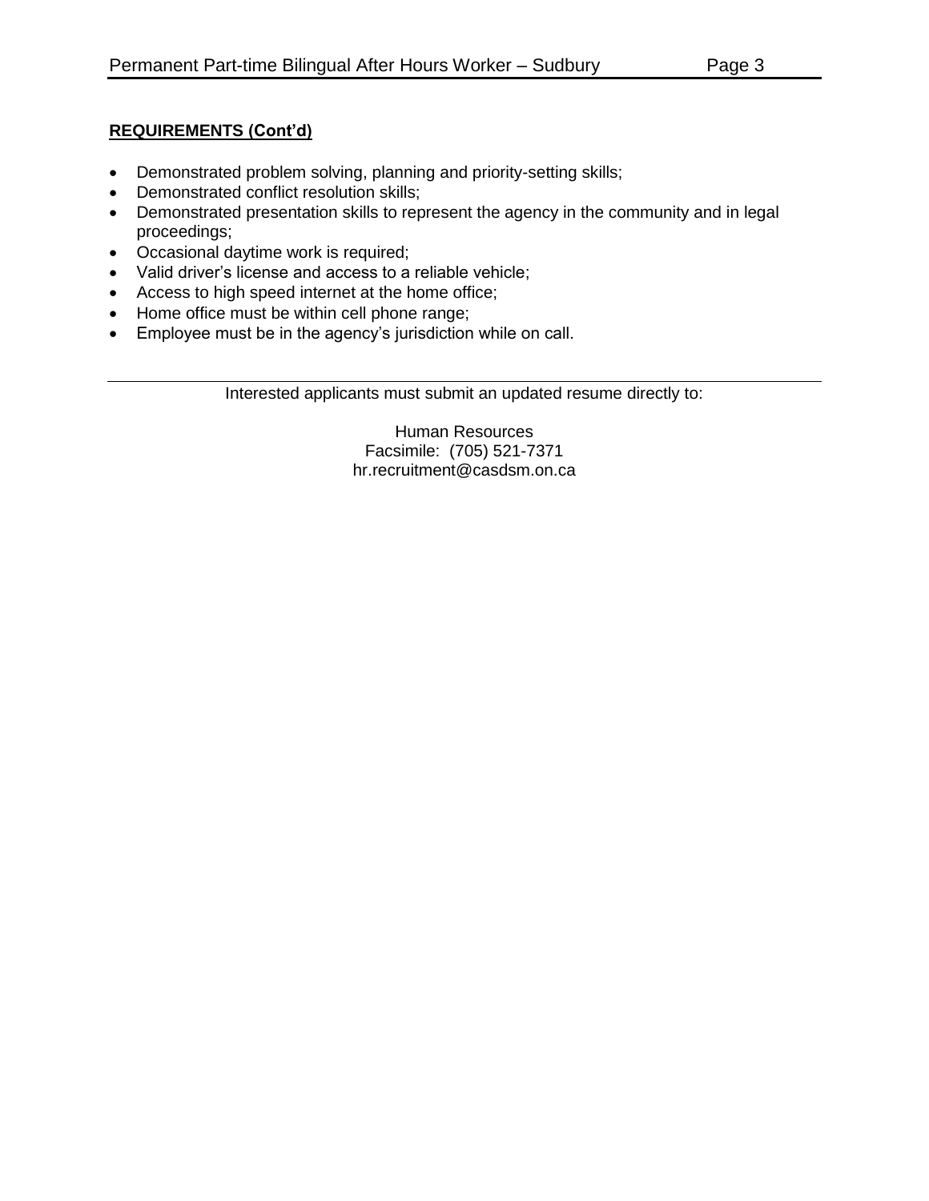**REQUIREMENTS (Cont'd)**

- Demonstrated problem solving, planning and priority-setting skills;
- Demonstrated conflict resolution skills;
- Demonstrated presentation skills to represent the agency in the community and in legal proceedings;
- Occasional daytime work is required;
- Valid driver's license and access to a reliable vehicle;
- Access to high speed internet at the home office;
- Home office must be within cell phone range;
- Employee must be in the agency's jurisdiction while on call.

---

Interested applicants must submit an updated resume directly to:

Human Resources
Facsimile: (705) 521-7371
hr.recruitment@casdsm.on.ca